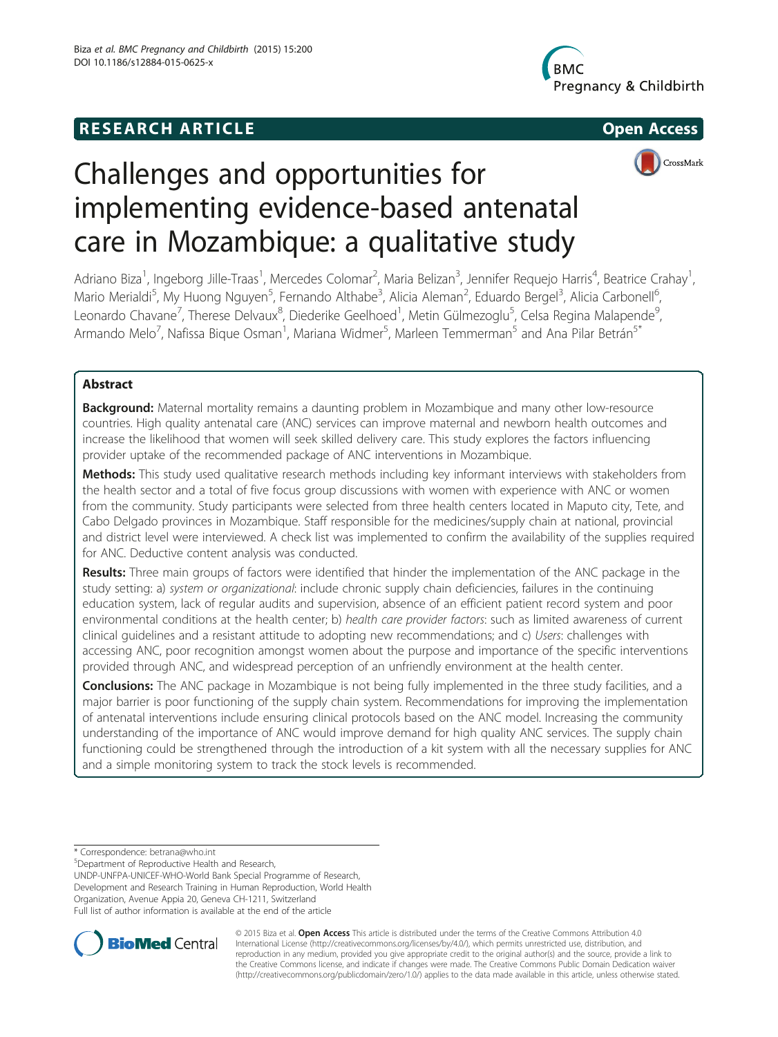RESEARCH ARTICLE

Open Access

# Challenges and opportunities for implementing evidence-based antenatal care in Mozambique: a qualitative study

Adriano Biza[1], Ingeborg Jille-Traas[1], Mercedes Colomar[2], Maria Belizan[3], Jennifer Requejo Harris[4], Beatrice Crahay[1], Mario Merialdi[5], My Huong Nguyen[5], Fernando Althabe[3], Alicia Aleman[2], Eduardo Bergel[3], Alicia Carbonell[6], Leonardo Chavane[7], Therese Delvaux[8], Diederike Geelhoed[1], Metin Gülmezoglu[5], Celsa Regina Malapende[9], Armando Melo[7], Nafissa Bique Osman[1], Mariana Widmer[5], Marleen Temmerman[5] and Ana Pilar Betrán[5*]

## Abstract

**Background:** Maternal mortality remains a daunting problem in Mozambique and many other low-resource countries. High quality antenatal care (ANC) services can improve maternal and newborn health outcomes and increase the likelihood that women will seek skilled delivery care. This study explores the factors influencing provider uptake of the recommended package of ANC interventions in Mozambique.

**Methods:** This study used qualitative research methods including key informant interviews with stakeholders from the health sector and a total of five focus group discussions with women with experience with ANC or women from the community. Study participants were selected from three health centers located in Maputo city, Tete, and Cabo Delgado provinces in Mozambique. Staff responsible for the medicines/supply chain at national, provincial and district level were interviewed. A check list was implemented to confirm the availability of the supplies required for ANC. Deductive content analysis was conducted.

**Results:** Three main groups of factors were identified that hinder the implementation of the ANC package in the study setting: a) *system or organizational*: include chronic supply chain deficiencies, failures in the continuing education system, lack of regular audits and supervision, absence of an efficient patient record system and poor environmental conditions at the health center; b) *health care provider factors*: such as limited awareness of current clinical guidelines and a resistant attitude to adopting new recommendations; and c) *Users*: challenges with accessing ANC, poor recognition amongst women about the purpose and importance of the specific interventions provided through ANC, and widespread perception of an unfriendly environment at the health center.

**Conclusions:** The ANC package in Mozambique is not being fully implemented in the three study facilities, and a major barrier is poor functioning of the supply chain system. Recommendations for improving the implementation of antenatal interventions include ensuring clinical protocols based on the ANC model. Increasing the community understanding of the importance of ANC would improve demand for high quality ANC services. The supply chain functioning could be strengthened through the introduction of a kit system with all the necessary supplies for ANC and a simple monitoring system to track the stock levels is recommended.

* Correspondence: betrana@who.int

[5]Department of Reproductive Health and Research, UNDP-UNFPA-UNICEF-WHO-World Bank Special Programme of Research, Development and Research Training in Human Reproduction, World Health Organization, Avenue Appia 20, Geneva CH-1211, Switzerland

Full list of author information is available at the end of the article

© 2015 Biza et al. **Open Access** This article is distributed under the terms of the Creative Commons Attribution 4.0 International License (http://creativecommons.org/licenses/by/4.0/), which permits unrestricted use, distribution, and reproduction in any medium, provided you give appropriate credit to the original author(s) and the source, provide a link to the Creative Commons license, and indicate if changes were made. The Creative Commons Public Domain Dedication waiver (http://creativecommons.org/publicdomain/zero/1.0/) applies to the data made available in this article, unless otherwise stated.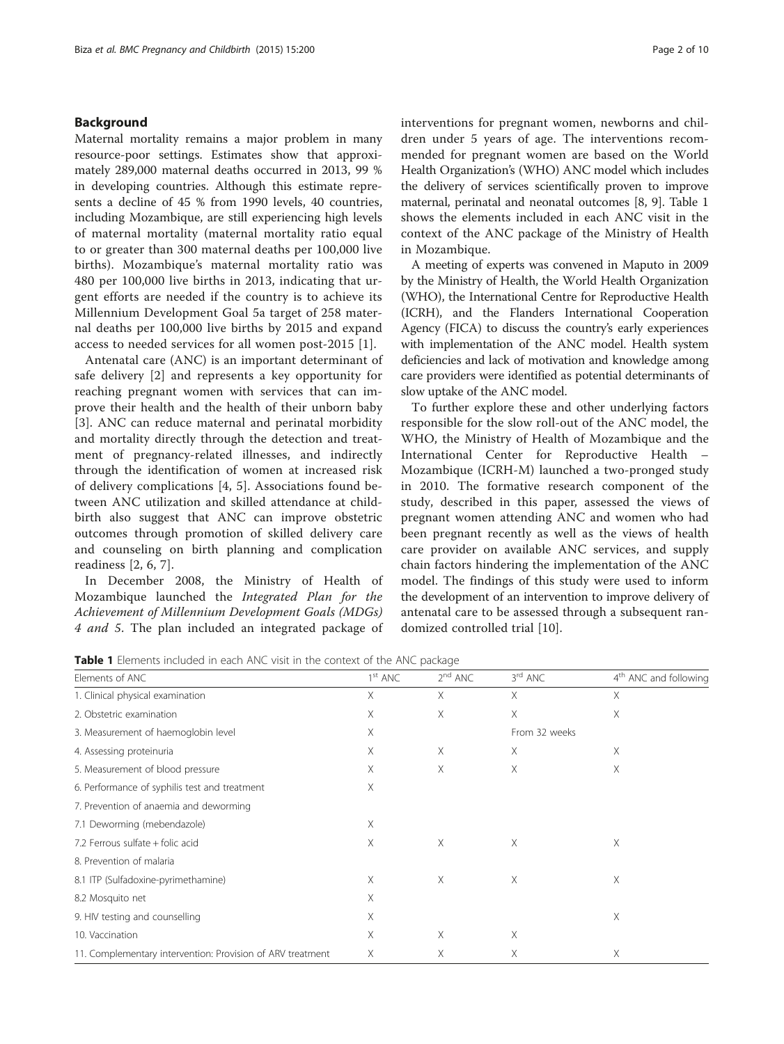## Background

Maternal mortality remains a major problem in many resource-poor settings. Estimates show that approximately 289,000 maternal deaths occurred in 2013, 99 % in developing countries. Although this estimate represents a decline of 45 % from 1990 levels, 40 countries, including Mozambique, are still experiencing high levels of maternal mortality (maternal mortality ratio equal to or greater than 300 maternal deaths per 100,000 live births). Mozambique's maternal mortality ratio was 480 per 100,000 live births in 2013, indicating that urgent efforts are needed if the country is to achieve its Millennium Development Goal 5a target of 258 maternal deaths per 100,000 live births by 2015 and expand access to needed services for all women post-2015 [1].

Antenatal care (ANC) is an important determinant of safe delivery [2] and represents a key opportunity for reaching pregnant women with services that can improve their health and the health of their unborn baby [3]. ANC can reduce maternal and perinatal morbidity and mortality directly through the detection and treatment of pregnancy-related illnesses, and indirectly through the identification of women at increased risk of delivery complications [4, 5]. Associations found between ANC utilization and skilled attendance at childbirth also suggest that ANC can improve obstetric outcomes through promotion of skilled delivery care and counseling on birth planning and complication readiness [2, 6, 7].

In December 2008, the Ministry of Health of Mozambique launched the *Integrated Plan for the Achievement of Millennium Development Goals (MDGs) 4 and 5*. The plan included an integrated package of interventions for pregnant women, newborns and children under 5 years of age. The interventions recommended for pregnant women are based on the World Health Organization's (WHO) ANC model which includes the delivery of services scientifically proven to improve maternal, perinatal and neonatal outcomes [8, 9]. Table 1 shows the elements included in each ANC visit in the context of the ANC package of the Ministry of Health in Mozambique.

A meeting of experts was convened in Maputo in 2009 by the Ministry of Health, the World Health Organization (WHO), the International Centre for Reproductive Health (ICRH), and the Flanders International Cooperation Agency (FICA) to discuss the country's early experiences with implementation of the ANC model. Health system deficiencies and lack of motivation and knowledge among care providers were identified as potential determinants of slow uptake of the ANC model.

To further explore these and other underlying factors responsible for the slow roll-out of the ANC model, the WHO, the Ministry of Health of Mozambique and the International Center for Reproductive Health – Mozambique (ICRH-M) launched a two-pronged study in 2010. The formative research component of the study, described in this paper, assessed the views of pregnant women attending ANC and women who had been pregnant recently as well as the views of health care provider on available ANC services, and supply chain factors hindering the implementation of the ANC model. The findings of this study were used to inform the development of an intervention to improve delivery of antenatal care to be assessed through a subsequent randomized controlled trial [10].

**Table 1** Elements included in each ANC visit in the context of the ANC package

| Elements of ANC | 1st ANC | 2nd ANC | 3rd ANC | 4th ANC and following |
|---|---|---|---|---|
| 1. Clinical physical examination | X | X | X | X |
| 2. Obstetric examination | X | X | X | X |
| 3. Measurement of haemoglobin level | X | | From 32 weeks | |
| 4. Assessing proteinuria | X | X | X | X |
| 5. Measurement of blood pressure | X | X | X | X |
| 6. Performance of syphilis test and treatment | X | | | |
| 7. Prevention of anaemia and deworming | | | | |
| 7.1 Deworming (mebendazole) | X | | | |
| 7.2 Ferrous sulfate + folic acid | X | X | X | X |
| 8. Prevention of malaria | | | | |
| 8.1 ITP (Sulfadoxine-pyrimethamine) | X | X | X | X |
| 8.2 Mosquito net | X | | | |
| 9. HIV testing and counselling | X | | | X |
| 10. Vaccination | X | X | X | |
| 11. Complementary intervention: Provision of ARV treatment | X | X | X | X |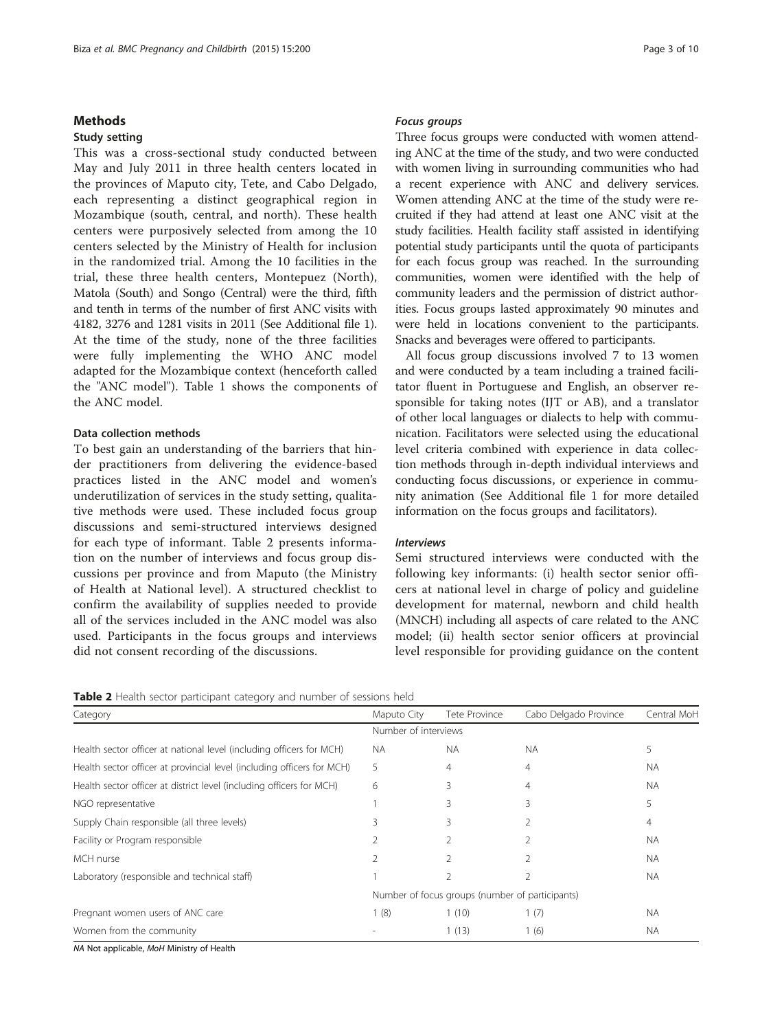## Methods

### Study setting

This was a cross-sectional study conducted between May and July 2011 in three health centers located in the provinces of Maputo city, Tete, and Cabo Delgado, each representing a distinct geographical region in Mozambique (south, central, and north). These health centers were purposively selected from among the 10 centers selected by the Ministry of Health for inclusion in the randomized trial. Among the 10 facilities in the trial, these three health centers, Montepuez (North), Matola (South) and Songo (Central) were the third, fifth and tenth in terms of the number of first ANC visits with 4182, 3276 and 1281 visits in 2011 (See Additional file 1). At the time of the study, none of the three facilities were fully implementing the WHO ANC model adapted for the Mozambique context (henceforth called the "ANC model"). Table 1 shows the components of the ANC model.

### Data collection methods

To best gain an understanding of the barriers that hinder practitioners from delivering the evidence-based practices listed in the ANC model and women's underutilization of services in the study setting, qualitative methods were used. These included focus group discussions and semi-structured interviews designed for each type of informant. Table 2 presents information on the number of interviews and focus group discussions per province and from Maputo (the Ministry of Health at National level). A structured checklist to confirm the availability of supplies needed to provide all of the services included in the ANC model was also used. Participants in the focus groups and interviews did not consent recording of the discussions.

#### *Focus groups*

Three focus groups were conducted with women attending ANC at the time of the study, and two were conducted with women living in surrounding communities who had a recent experience with ANC and delivery services. Women attending ANC at the time of the study were recruited if they had attend at least one ANC visit at the study facilities. Health facility staff assisted in identifying potential study participants until the quota of participants for each focus group was reached. In the surrounding communities, women were identified with the help of community leaders and the permission of district authorities. Focus groups lasted approximately 90 minutes and were held in locations convenient to the participants. Snacks and beverages were offered to participants.

All focus group discussions involved 7 to 13 women and were conducted by a team including a trained facilitator fluent in Portuguese and English, an observer responsible for taking notes (IJT or AB), and a translator of other local languages or dialects to help with communication. Facilitators were selected using the educational level criteria combined with experience in data collection methods through in-depth individual interviews and conducting focus discussions, or experience in community animation (See Additional file 1 for more detailed information on the focus groups and facilitators).

#### *Interviews*

Semi structured interviews were conducted with the following key informants: (i) health sector senior officers at national level in charge of policy and guideline development for maternal, newborn and child health (MNCH) including all aspects of care related to the ANC model; (ii) health sector senior officers at provincial level responsible for providing guidance on the content

**Table 2** Health sector participant category and number of sessions held

| Category | Maputo City | Tete Province | Cabo Delgado Province | Central MoH |
|---|---|---|---|---|
| | Number of interviews | | | |
| Health sector officer at national level (including officers for MCH) | NA | NA | NA | 5 |
| Health sector officer at provincial level (including officers for MCH) | 5 | 4 | 4 | NA |
| Health sector officer at district level (including officers for MCH) | 6 | 3 | 4 | NA |
| NGO representative | 1 | 3 | 3 | 5 |
| Supply Chain responsible (all three levels) | 3 | 3 | 2 | 4 |
| Facility or Program responsible | 2 | 2 | 2 | NA |
| MCH nurse | 2 | 2 | 2 | NA |
| Laboratory (responsible and technical staff) | 1 | 2 | 2 | NA |
| | Number of focus groups (number of participants) | | | |
| Pregnant women users of ANC care | 1 (8) | 1 (10) | 1 (7) | NA |
| Women from the community | - | 1 (13) | 1 (6) | NA |

*NA* Not applicable, *MoH* Ministry of Health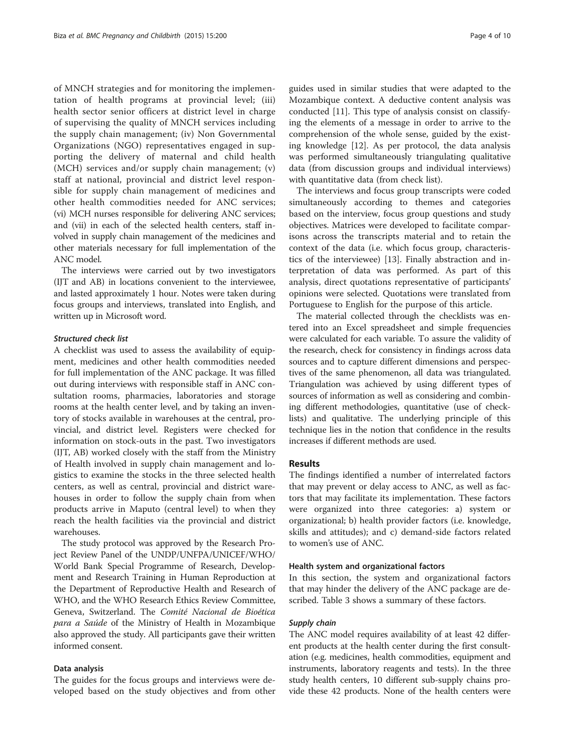of MNCH strategies and for monitoring the implementation of health programs at provincial level; (iii) health sector senior officers at district level in charge of supervising the quality of MNCH services including the supply chain management; (iv) Non Governmental Organizations (NGO) representatives engaged in supporting the delivery of maternal and child health (MCH) services and/or supply chain management; (v) staff at national, provincial and district level responsible for supply chain management of medicines and other health commodities needed for ANC services; (vi) MCH nurses responsible for delivering ANC services; and (vii) in each of the selected health centers, staff involved in supply chain management of the medicines and other materials necessary for full implementation of the ANC model.

The interviews were carried out by two investigators (IJT and AB) in locations convenient to the interviewee, and lasted approximately 1 hour. Notes were taken during focus groups and interviews, translated into English, and written up in Microsoft word.

#### *Structured check list*

A checklist was used to assess the availability of equipment, medicines and other health commodities needed for full implementation of the ANC package. It was filled out during interviews with responsible staff in ANC consultation rooms, pharmacies, laboratories and storage rooms at the health center level, and by taking an inventory of stocks available in warehouses at the central, provincial, and district level. Registers were checked for information on stock-outs in the past. Two investigators (IJT, AB) worked closely with the staff from the Ministry of Health involved in supply chain management and logistics to examine the stocks in the three selected health centers, as well as central, provincial and district warehouses in order to follow the supply chain from when products arrive in Maputo (central level) to when they reach the health facilities via the provincial and district warehouses.

The study protocol was approved by the Research Project Review Panel of the UNDP/UNFPA/UNICEF/WHO/World Bank Special Programme of Research, Development and Research Training in Human Reproduction at the Department of Reproductive Health and Research of WHO, and the WHO Research Ethics Review Committee, Geneva, Switzerland. The *Comité Nacional de Bioética para a Saúde* of the Ministry of Health in Mozambique also approved the study. All participants gave their written informed consent.

### Data analysis

The guides for the focus groups and interviews were developed based on the study objectives and from other guides used in similar studies that were adapted to the Mozambique context. A deductive content analysis was conducted [11]. This type of analysis consist on classifying the elements of a message in order to arrive to the comprehension of the whole sense, guided by the existing knowledge [12]. As per protocol, the data analysis was performed simultaneously triangulating qualitative data (from discussion groups and individual interviews) with quantitative data (from check list).

The interviews and focus group transcripts were coded simultaneously according to themes and categories based on the interview, focus group questions and study objectives. Matrices were developed to facilitate comparisons across the transcripts material and to retain the context of the data (i.e. which focus group, characteristics of the interviewee) [13]. Finally abstraction and interpretation of data was performed. As part of this analysis, direct quotations representative of participants' opinions were selected. Quotations were translated from Portuguese to English for the purpose of this article.

The material collected through the checklists was entered into an Excel spreadsheet and simple frequencies were calculated for each variable. To assure the validity of the research, check for consistency in findings across data sources and to capture different dimensions and perspectives of the same phenomenon, all data was triangulated. Triangulation was achieved by using different types of sources of information as well as considering and combining different methodologies, quantitative (use of checklists) and qualitative. The underlying principle of this technique lies in the notion that confidence in the results increases if different methods are used.

## Results

The findings identified a number of interrelated factors that may prevent or delay access to ANC, as well as factors that may facilitate its implementation. These factors were organized into three categories: a) system or organizational; b) health provider factors (i.e. knowledge, skills and attitudes); and c) demand-side factors related to women's use of ANC.

### Health system and organizational factors

In this section, the system and organizational factors that may hinder the delivery of the ANC package are described. Table 3 shows a summary of these factors.

#### *Supply chain*

The ANC model requires availability of at least 42 different products at the health center during the first consultation (e.g. medicines, health commodities, equipment and instruments, laboratory reagents and tests). In the three study health centers, 10 different sub-supply chains provide these 42 products. None of the health centers were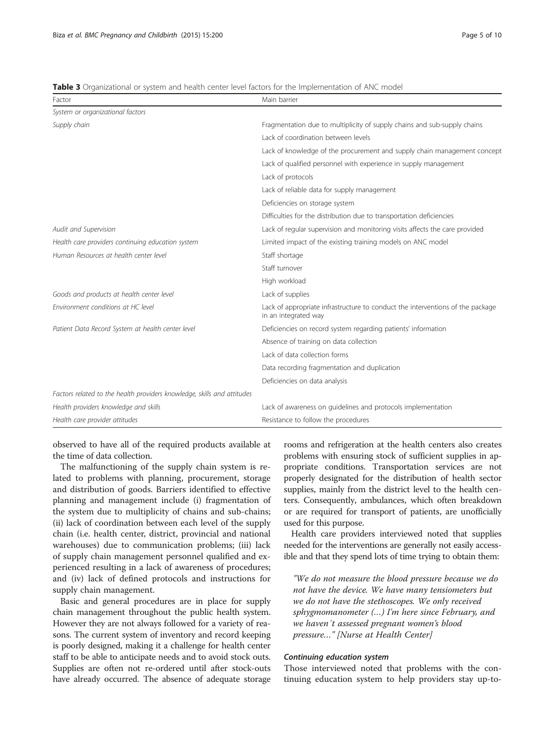**Table 3** Organizational or system and health center level factors for the Implementation of ANC model

| Factor | Main barrier |
| --- | --- |
| *System or organizational factors* | |
| *Supply chain* | Fragmentation due to multiplicity of supply chains and sub-supply chains |
| | Lack of coordination between levels |
| | Lack of knowledge of the procurement and supply chain management concept |
| | Lack of qualified personnel with experience in supply management |
| | Lack of protocols |
| | Lack of reliable data for supply management |
| | Deficiencies on storage system |
| | Difficulties for the distribution due to transportation deficiencies |
| *Audit and Supervision* | Lack of regular supervision and monitoring visits affects the care provided |
| *Health care providers continuing education system* | Limited impact of the existing training models on ANC model |
| *Human Resources at health center level* | Staff shortage |
| | Staff turnover |
| | High workload |
| *Goods and products at health center level* | Lack of supplies |
| *Environment conditions at HC level* | Lack of appropriate infrastructure to conduct the interventions of the package in an integrated way |
| *Patient Data Record System at health center level* | Deficiencies on record system regarding patients' information |
| | Absence of training on data collection |
| | Lack of data collection forms |
| | Data recording fragmentation and duplication |
| | Deficiencies on data analysis |
| *Factors related to the health providers knowledge, skills and attitudes* | |
| *Health providers knowledge and skills* | Lack of awareness on guidelines and protocols implementation |
| *Health care provider attitudes* | Resistance to follow the procedures |

observed to have all of the required products available at the time of data collection.

The malfunctioning of the supply chain system is related to problems with planning, procurement, storage and distribution of goods. Barriers identified to effective planning and management include (i) fragmentation of the system due to multiplicity of chains and sub-chains; (ii) lack of coordination between each level of the supply chain (i.e. health center, district, provincial and national warehouses) due to communication problems; (iii) lack of supply chain management personnel qualified and experienced resulting in a lack of awareness of procedures; and (iv) lack of defined protocols and instructions for supply chain management.

Basic and general procedures are in place for supply chain management throughout the public health system. However they are not always followed for a variety of reasons. The current system of inventory and record keeping is poorly designed, making it a challenge for health center staff to be able to anticipate needs and to avoid stock outs. Supplies are often not re-ordered until after stock-outs have already occurred. The absence of adequate storage rooms and refrigeration at the health centers also creates problems with ensuring stock of sufficient supplies in appropriate conditions. Transportation services are not properly designated for the distribution of health sector supplies, mainly from the district level to the health centers. Consequently, ambulances, which often breakdown or are required for transport of patients, are unofficially used for this purpose.

Health care providers interviewed noted that supplies needed for the interventions are generally not easily accessible and that they spend lots of time trying to obtain them:

> *"We do not measure the blood pressure because we do not have the device. We have many tensiometers but we do not have the stethoscopes. We only received sphygmomanometer (…) I'm here since February, and we haven´t assessed pregnant women's blood pressure…" [Nurse at Health Center]*

#### Continuing education system

Those interviewed noted that problems with the continuing education system to help providers stay up-to-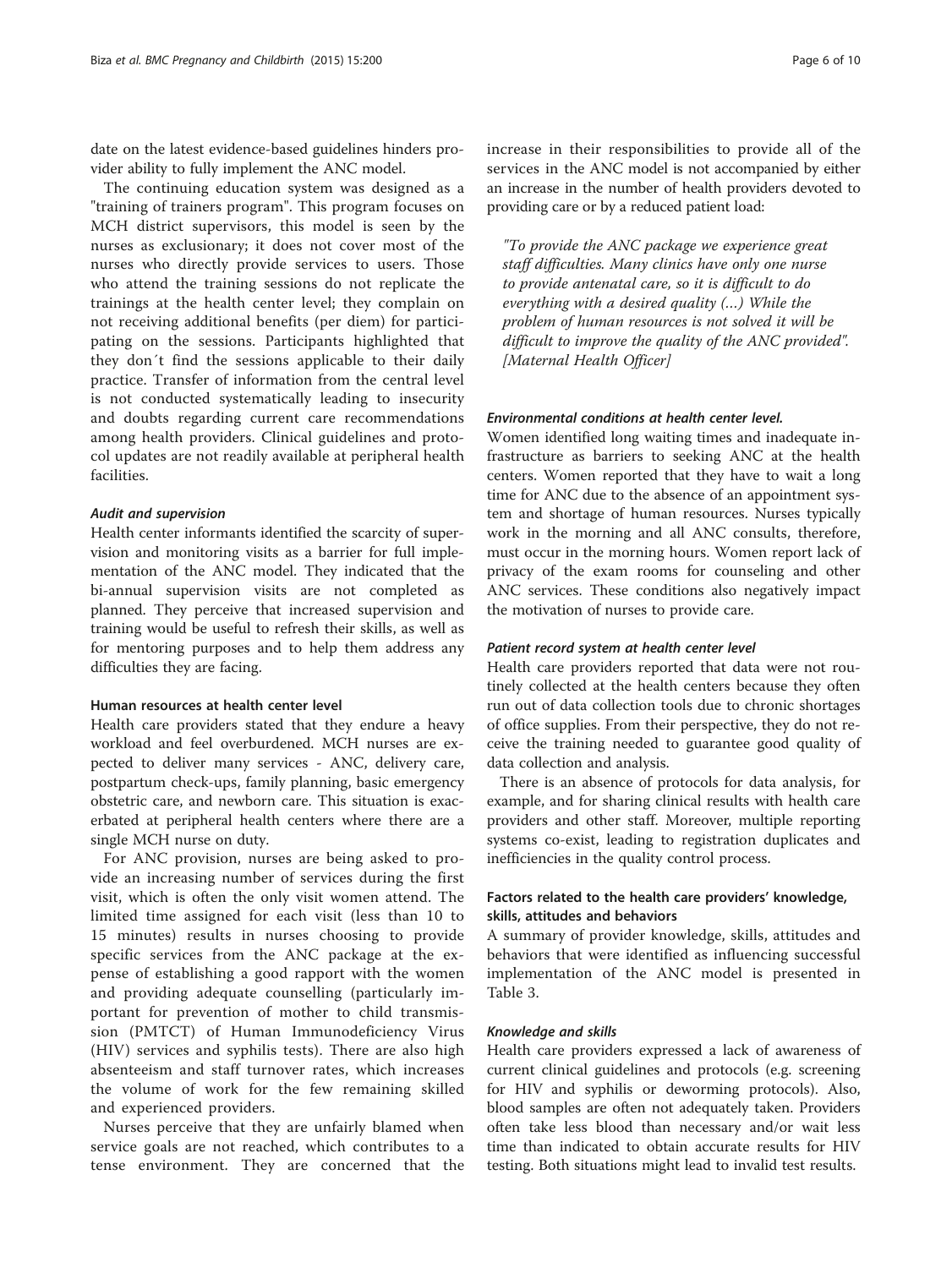date on the latest evidence-based guidelines hinders provider ability to fully implement the ANC model.

The continuing education system was designed as a "training of trainers program". This program focuses on MCH district supervisors, this model is seen by the nurses as exclusionary; it does not cover most of the nurses who directly provide services to users. Those who attend the training sessions do not replicate the trainings at the health center level; they complain on not receiving additional benefits (per diem) for participating on the sessions. Participants highlighted that they don´t find the sessions applicable to their daily practice. Transfer of information from the central level is not conducted systematically leading to insecurity and doubts regarding current care recommendations among health providers. Clinical guidelines and protocol updates are not readily available at peripheral health facilities.

#### *Audit and supervision*

Health center informants identified the scarcity of supervision and monitoring visits as a barrier for full implementation of the ANC model. They indicated that the bi-annual supervision visits are not completed as planned. They perceive that increased supervision and training would be useful to refresh their skills, as well as for mentoring purposes and to help them address any difficulties they are facing.

### Human resources at health center level

Health care providers stated that they endure a heavy workload and feel overburdened. MCH nurses are expected to deliver many services - ANC, delivery care, postpartum check-ups, family planning, basic emergency obstetric care, and newborn care. This situation is exacerbated at peripheral health centers where there are a single MCH nurse on duty.

For ANC provision, nurses are being asked to provide an increasing number of services during the first visit, which is often the only visit women attend. The limited time assigned for each visit (less than 10 to 15 minutes) results in nurses choosing to provide specific services from the ANC package at the expense of establishing a good rapport with the women and providing adequate counselling (particularly important for prevention of mother to child transmission (PMTCT) of Human Immunodeficiency Virus (HIV) services and syphilis tests). There are also high absenteeism and staff turnover rates, which increases the volume of work for the few remaining skilled and experienced providers.

Nurses perceive that they are unfairly blamed when service goals are not reached, which contributes to a tense environment. They are concerned that the increase in their responsibilities to provide all of the services in the ANC model is not accompanied by either an increase in the number of health providers devoted to providing care or by a reduced patient load:

> *"To provide the ANC package we experience great staff difficulties. Many clinics have only one nurse to provide antenatal care, so it is difficult to do everything with a desired quality (…) While the problem of human resources is not solved it will be difficult to improve the quality of the ANC provided". [Maternal Health Officer]*

#### *Environmental conditions at health center level.*

Women identified long waiting times and inadequate infrastructure as barriers to seeking ANC at the health centers. Women reported that they have to wait a long time for ANC due to the absence of an appointment system and shortage of human resources. Nurses typically work in the morning and all ANC consults, therefore, must occur in the morning hours. Women report lack of privacy of the exam rooms for counseling and other ANC services. These conditions also negatively impact the motivation of nurses to provide care.

#### *Patient record system at health center level*

Health care providers reported that data were not routinely collected at the health centers because they often run out of data collection tools due to chronic shortages of office supplies. From their perspective, they do not receive the training needed to guarantee good quality of data collection and analysis.

There is an absence of protocols for data analysis, for example, and for sharing clinical results with health care providers and other staff. Moreover, multiple reporting systems co-exist, leading to registration duplicates and inefficiencies in the quality control process.

### Factors related to the health care providers' knowledge, skills, attitudes and behaviors

A summary of provider knowledge, skills, attitudes and behaviors that were identified as influencing successful implementation of the ANC model is presented in Table 3.

#### *Knowledge and skills*

Health care providers expressed a lack of awareness of current clinical guidelines and protocols (e.g. screening for HIV and syphilis or deworming protocols). Also, blood samples are often not adequately taken. Providers often take less blood than necessary and/or wait less time than indicated to obtain accurate results for HIV testing. Both situations might lead to invalid test results.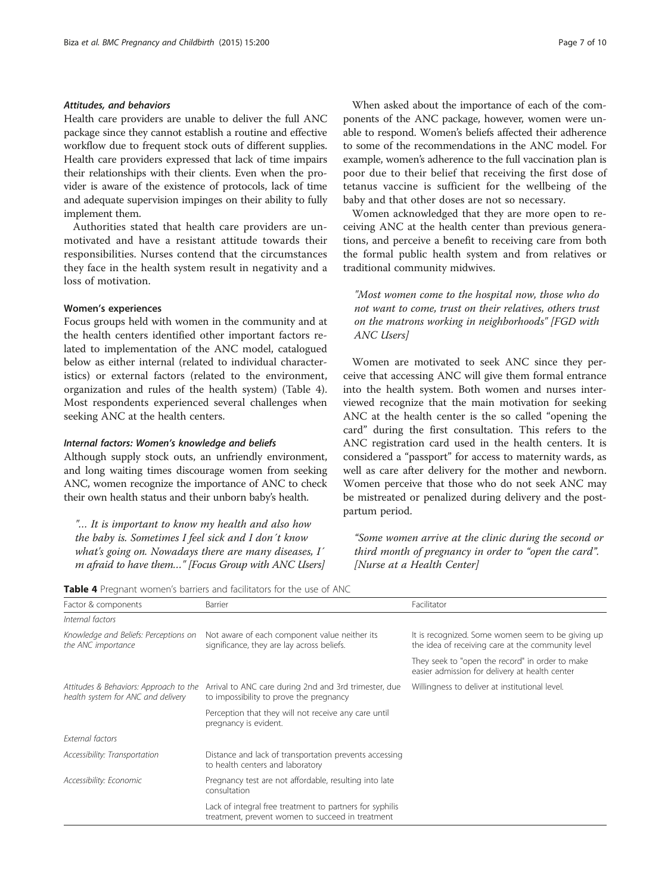#### *Attitudes, and behaviors*

Health care providers are unable to deliver the full ANC package since they cannot establish a routine and effective workflow due to frequent stock outs of different supplies. Health care providers expressed that lack of time impairs their relationships with their clients. Even when the provider is aware of the existence of protocols, lack of time and adequate supervision impinges on their ability to fully implement them.

Authorities stated that health care providers are unmotivated and have a resistant attitude towards their responsibilities. Nurses contend that the circumstances they face in the health system result in negativity and a loss of motivation.

### Women's experiences

Focus groups held with women in the community and at the health centers identified other important factors related to implementation of the ANC model, catalogued below as either internal (related to individual characteristics) or external factors (related to the environment, organization and rules of the health system) (Table 4). Most respondents experienced several challenges when seeking ANC at the health centers.

#### *Internal factors: Women's knowledge and beliefs*

Although supply stock outs, an unfriendly environment, and long waiting times discourage women from seeking ANC, women recognize the importance of ANC to check their own health status and their unborn baby's health.

> *"… It is important to know my health and also how the baby is. Sometimes I feel sick and I don´t know what's going on. Nowadays there are many diseases, I´m afraid to have them…" [Focus Group with ANC Users]*

When asked about the importance of each of the components of the ANC package, however, women were unable to respond. Women's beliefs affected their adherence to some of the recommendations in the ANC model. For example, women's adherence to the full vaccination plan is poor due to their belief that receiving the first dose of tetanus vaccine is sufficient for the wellbeing of the baby and that other doses are not so necessary.

Women acknowledged that they are more open to receiving ANC at the health center than previous generations, and perceive a benefit to receiving care from both the formal public health system and from relatives or traditional community midwives.

> *"Most women come to the hospital now, those who do not want to come, trust on their relatives, others trust on the matrons working in neighborhoods" [FGD with ANC Users]*

Women are motivated to seek ANC since they perceive that accessing ANC will give them formal entrance into the health system. Both women and nurses interviewed recognize that the main motivation for seeking ANC at the health center is the so called "opening the card" during the first consultation. This refers to the ANC registration card used in the health centers. It is considered a "passport" for access to maternity wards, as well as care after delivery for the mother and newborn. Women perceive that those who do not seek ANC may be mistreated or penalized during delivery and the postpartum period.

> *"Some women arrive at the clinic during the second or third month of pregnancy in order to "open the card". [Nurse at a Health Center]*

**Table 4** Pregnant women's barriers and facilitators for the use of ANC

| Factor & components | Barrier | Facilitator |
|---|---|---|
| *Internal factors* | | |
| *Knowledge and Beliefs: Perceptions on the ANC importance* | Not aware of each component value neither its significance, they are lay across beliefs. | It is recognized. Some women seem to be giving up the idea of receiving care at the community level |
| | | They seek to "open the record" in order to make easier admission for delivery at health center |
| *Attitudes & Behaviors: Approach to the health system for ANC and delivery* | Arrival to ANC care during 2nd and 3rd trimester, due to impossibility to prove the pregnancy | Willingness to deliver at institutional level. |
| | Perception that they will not receive any care until pregnancy is evident. | |
| *External factors* | | |
| *Accessibility: Transportation* | Distance and lack of transportation prevents accessing to health centers and laboratory | |
| *Accessibility: Economic* | Pregnancy test are not affordable, resulting into late consultation | |
| | Lack of integral free treatment to partners for syphilis treatment, prevent women to succeed in treatment | |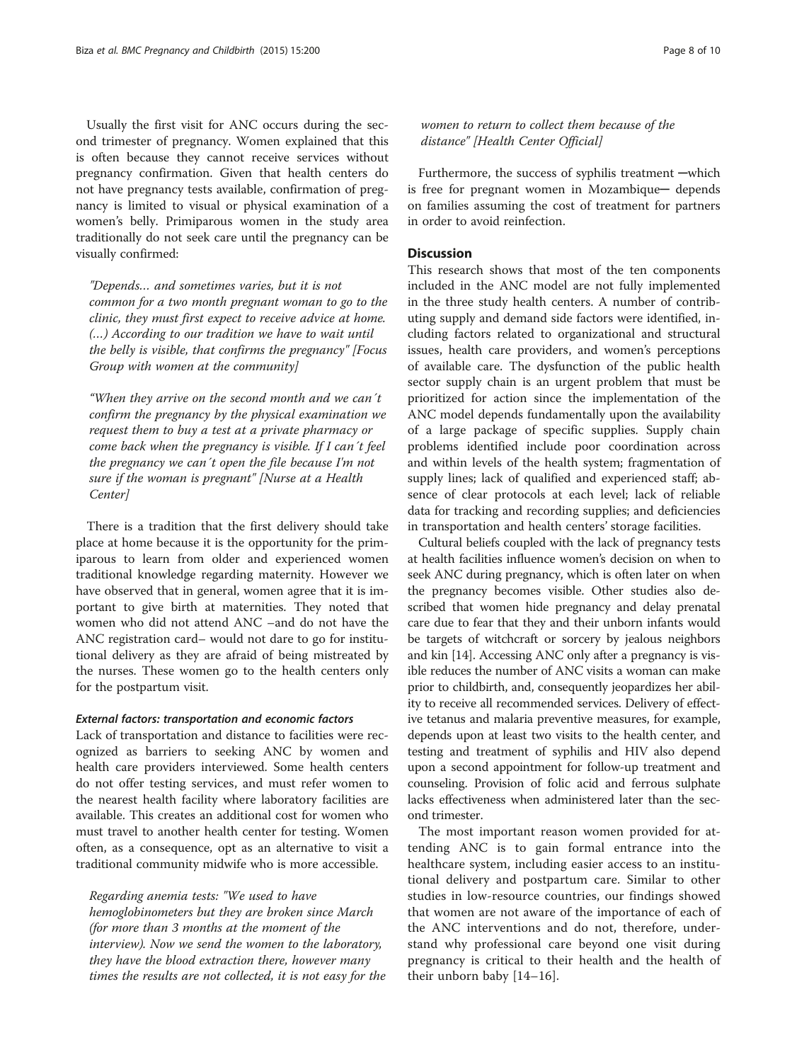Usually the first visit for ANC occurs during the second trimester of pregnancy. Women explained that this is often because they cannot receive services without pregnancy confirmation. Given that health centers do not have pregnancy tests available, confirmation of pregnancy is limited to visual or physical examination of a women's belly. Primiparous women in the study area traditionally do not seek care until the pregnancy can be visually confirmed:

> *"Depends… and sometimes varies, but it is not common for a two month pregnant woman to go to the clinic, they must first expect to receive advice at home. (…) According to our tradition we have to wait until the belly is visible, that confirms the pregnancy" [Focus Group with women at the community]*

> *"When they arrive on the second month and we can´t confirm the pregnancy by the physical examination we request them to buy a test at a private pharmacy or come back when the pregnancy is visible. If I can´t feel the pregnancy we can´t open the file because I'm not sure if the woman is pregnant" [Nurse at a Health Center]*

There is a tradition that the first delivery should take place at home because it is the opportunity for the primiparous to learn from older and experienced women traditional knowledge regarding maternity. However we have observed that in general, women agree that it is important to give birth at maternities. They noted that women who did not attend ANC –and do not have the ANC registration card– would not dare to go for institutional delivery as they are afraid of being mistreated by the nurses. These women go to the health centers only for the postpartum visit.

#### *External factors: transportation and economic factors*

Lack of transportation and distance to facilities were recognized as barriers to seeking ANC by women and health care providers interviewed. Some health centers do not offer testing services, and must refer women to the nearest health facility where laboratory facilities are available. This creates an additional cost for women who must travel to another health center for testing. Women often, as a consequence, opt as an alternative to visit a traditional community midwife who is more accessible.

> *Regarding anemia tests: "We used to have hemoglobinometers but they are broken since March (for more than 3 months at the moment of the interview). Now we send the women to the laboratory, they have the blood extraction there, however many times the results are not collected, it is not easy for the women to return to collect them because of the distance" [Health Center Official]*

Furthermore, the success of syphilis treatment ─which is free for pregnant women in Mozambique─ depends on families assuming the cost of treatment for partners in order to avoid reinfection.

## Discussion

This research shows that most of the ten components included in the ANC model are not fully implemented in the three study health centers. A number of contributing supply and demand side factors were identified, including factors related to organizational and structural issues, health care providers, and women's perceptions of available care. The dysfunction of the public health sector supply chain is an urgent problem that must be prioritized for action since the implementation of the ANC model depends fundamentally upon the availability of a large package of specific supplies. Supply chain problems identified include poor coordination across and within levels of the health system; fragmentation of supply lines; lack of qualified and experienced staff; absence of clear protocols at each level; lack of reliable data for tracking and recording supplies; and deficiencies in transportation and health centers' storage facilities.

Cultural beliefs coupled with the lack of pregnancy tests at health facilities influence women's decision on when to seek ANC during pregnancy, which is often later on when the pregnancy becomes visible. Other studies also described that women hide pregnancy and delay prenatal care due to fear that they and their unborn infants would be targets of witchcraft or sorcery by jealous neighbors and kin [14]. Accessing ANC only after a pregnancy is visible reduces the number of ANC visits a woman can make prior to childbirth, and, consequently jeopardizes her ability to receive all recommended services. Delivery of effective tetanus and malaria preventive measures, for example, depends upon at least two visits to the health center, and testing and treatment of syphilis and HIV also depend upon a second appointment for follow-up treatment and counseling. Provision of folic acid and ferrous sulphate lacks effectiveness when administered later than the second trimester.

The most important reason women provided for attending ANC is to gain formal entrance into the healthcare system, including easier access to an institutional delivery and postpartum care. Similar to other studies in low-resource countries, our findings showed that women are not aware of the importance of each of the ANC interventions and do not, therefore, understand why professional care beyond one visit during pregnancy is critical to their health and the health of their unborn baby [14–16].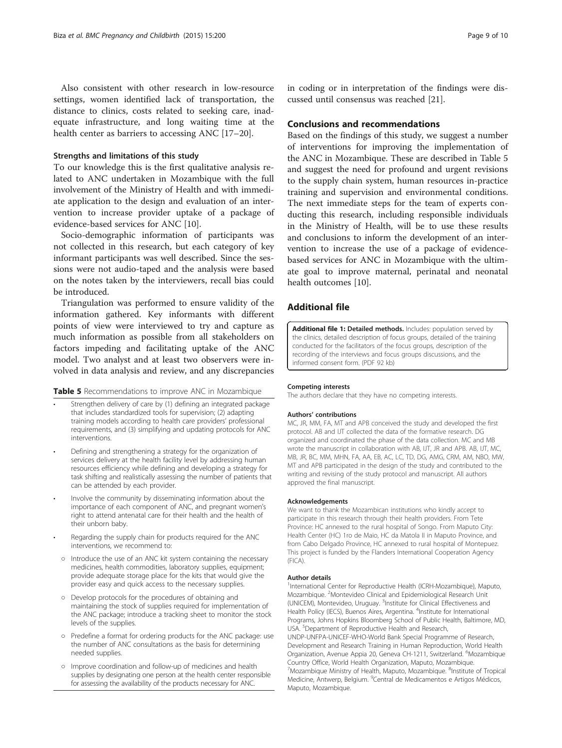Also consistent with other research in low-resource settings, women identified lack of transportation, the distance to clinics, costs related to seeking care, inadequate infrastructure, and long waiting time at the health center as barriers to accessing ANC [17–20].

### Strengths and limitations of this study

To our knowledge this is the first qualitative analysis related to ANC undertaken in Mozambique with the full involvement of the Ministry of Health and with immediate application to the design and evaluation of an intervention to increase provider uptake of a package of evidence-based services for ANC [10].

Socio-demographic information of participants was not collected in this research, but each category of key informant participants was well described. Since the sessions were not audio-taped and the analysis were based on the notes taken by the interviewers, recall bias could be introduced.

Triangulation was performed to ensure validity of the information gathered. Key informants with different points of view were interviewed to try and capture as much information as possible from all stakeholders on factors impeding and facilitating uptake of the ANC model. Two analyst and at least two observers were involved in data analysis and review, and any discrepancies in coding or in interpretation of the findings were discussed until consensus was reached [21].

**Table 5** Recommendations to improve ANC in Mozambique

- Strengthen delivery of care by (1) defining an integrated package that includes standardized tools for supervision; (2) adapting training models according to health care providers' professional requirements, and (3) simplifying and updating protocols for ANC interventions.
- Defining and strengthening a strategy for the organization of services delivery at the health facility level by addressing human resources efficiency while defining and developing a strategy for task shifting and realistically assessing the number of patients that can be attended by each provider.
- Involve the community by disseminating information about the importance of each component of ANC, and pregnant women's right to attend antenatal care for their health and the health of their unborn baby.
- Regarding the supply chain for products required for the ANC interventions, we recommend to:
  - Introduce the use of an ANC kit system containing the necessary medicines, health commodities, laboratory supplies, equipment; provide adequate storage place for the kits that would give the provider easy and quick access to the necessary supplies.
  - Develop protocols for the procedures of obtaining and maintaining the stock of supplies required for implementation of the ANC package; introduce a tracking sheet to monitor the stock levels of the supplies.
  - Predefine a format for ordering products for the ANC package: use the number of ANC consultations as the basis for determining needed supplies.
  - Improve coordination and follow-up of medicines and health supplies by designating one person at the health center responsible for assessing the availability of the products necessary for ANC.

## Conclusions and recommendations

Based on the findings of this study, we suggest a number of interventions for improving the implementation of the ANC in Mozambique. These are described in Table 5 and suggest the need for profound and urgent revisions to the supply chain system, human resources in-practice training and supervision and environmental conditions. The next immediate steps for the team of experts conducting this research, including responsible individuals in the Ministry of Health, will be to use these results and conclusions to inform the development of an intervention to increase the use of a package of evidence-based services for ANC in Mozambique with the ultimate goal to improve maternal, perinatal and neonatal health outcomes [10].

## Additional file

**Additional file 1: Detailed methods.** Includes: population served by the clinics, detailed description of focus groups, detailed of the training conducted for the facilitators of the focus groups, description of the recording of the interviews and focus groups discussions, and the informed consent form. (PDF 92 kb)

#### Competing interests

The authors declare that they have no competing interests.

#### Authors' contributions

MC, JR, MM, FA, MT and APB conceived the study and developed the first protocol. AB and IJT collected the data of the formative research. DG organized and coordinated the phase of the data collection. MC and MB wrote the manuscript in collaboration with AB, IJT, JR and APB. AB, IJT, MC, MB, JR, BC, MM, MHN, FA, AA, EB, AC, LC, TD, DG, AMG, CRM, AM, NBO, MW, MT and APB participated in the design of the study and contributed to the writing and revising of the study protocol and manuscript. All authors approved the final manuscript.

#### Acknowledgements

We want to thank the Mozambican institutions who kindly accept to participate in this research through their health providers. From Tete Province: HC annexed to the rural hospital of Songo. From Maputo City: Health Center (HC) 1ro de Maio, HC da Matola II in Maputo Province, and from Cabo Delgado Province, HC annexed to rural hospital of Montepuez. This project is funded by the Flanders International Cooperation Agency (FICA).

#### Author details

[1]International Center for Reproductive Health (ICRH-Mozambique), Maputo, Mozambique. [2]Montevideo Clinical and Epidemiological Research Unit (UNICEM), Montevideo, Uruguay. [3]Institute for Clinical Effectiveness and Health Policy (IECS), Buenos Aires, Argentina. [4]Institute for International Programs, Johns Hopkins Bloomberg School of Public Health, Baltimore, MD, USA. [5]Department of Reproductive Health and Research, UNDP-UNFPA-UNICEF-WHO-World Bank Special Programme of Research, Development and Research Training in Human Reproduction, World Health Organization, Avenue Appia 20, Geneva CH-1211, Switzerland. [6]Mozambique Country Office, World Health Organization, Maputo, Mozambique. [7]Mozambique Ministry of Health, Maputo, Mozambique. [8]Institute of Tropical Medicine, Antwerp, Belgium. [9]Central de Medicamentos e Artigos Médicos, Maputo, Mozambique.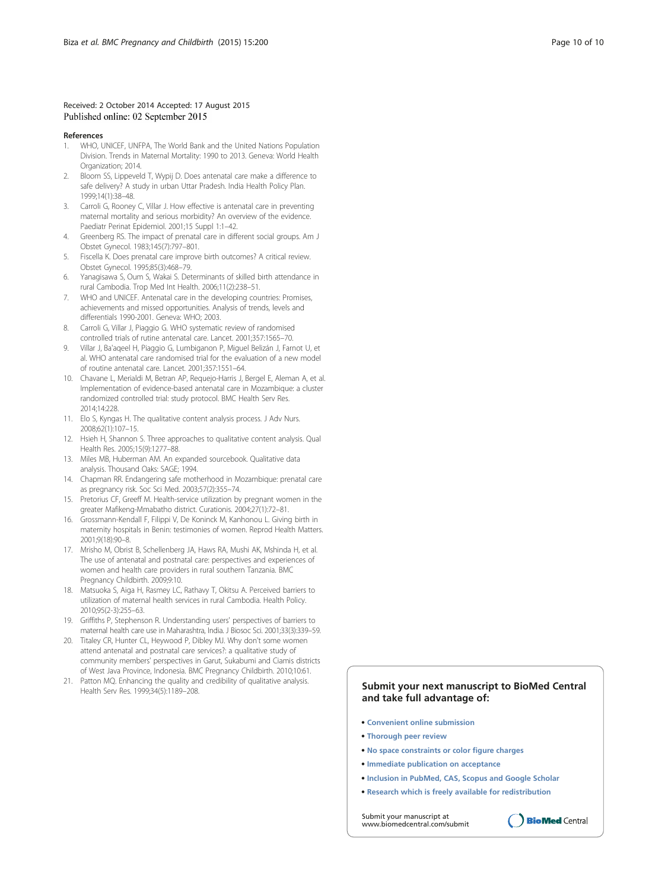Received: 2 October 2014 Accepted: 17 August 2015
Published online: 02 September 2015

## References

1. WHO, UNICEF, UNFPA, The World Bank and the United Nations Population Division. Trends in Maternal Mortality: 1990 to 2013. Geneva: World Health Organization; 2014.
2. Bloom SS, Lippeveld T, Wypij D. Does antenatal care make a difference to safe delivery? A study in urban Uttar Pradesh. India Health Policy Plan. 1999;14(1):38–48.
3. Carroli G, Rooney C, Villar J. How effective is antenatal care in preventing maternal mortality and serious morbidity? An overview of the evidence. Paediatr Perinat Epidemiol. 2001;15 Suppl 1:1–42.
4. Greenberg RS. The impact of prenatal care in different social groups. Am J Obstet Gynecol. 1983;145(7):797–801.
5. Fiscella K. Does prenatal care improve birth outcomes? A critical review. Obstet Gynecol. 1995;85(3):468–79.
6. Yanagisawa S, Oum S, Wakai S. Determinants of skilled birth attendance in rural Cambodia. Trop Med Int Health. 2006;11(2):238–51.
7. WHO and UNICEF. Antenatal care in the developing countries: Promises, achievements and missed opportunities. Analysis of trends, levels and differentials 1990-2001. Geneva: WHO; 2003.
8. Carroli G, Villar J, Piaggio G. WHO systematic review of randomised controlled trials of rutine antenatal care. Lancet. 2001;357:1565–70.
9. Villar J, Ba'aqeel H, Piaggio G, Lumbiganon P, Miguel Belizán J, Farnot U, et al. WHO antenatal care randomised trial for the evaluation of a new model of routine antenatal care. Lancet. 2001;357:1551–64.
10. Chavane L, Merialdi M, Betran AP, Requejo-Harris J, Bergel E, Aleman A, et al. Implementation of evidence-based antenatal care in Mozambique: a cluster randomized controlled trial: study protocol. BMC Health Serv Res. 2014;14:228.
11. Elo S, Kyngas H. The qualitative content analysis process. J Adv Nurs. 2008;62(1):107–15.
12. Hsieh H, Shannon S. Three approaches to qualitative content analysis. Qual Health Res. 2005;15(9):1277–88.
13. Miles MB, Huberman AM. An expanded sourcebook. Qualitative data analysis. Thousand Oaks: SAGE; 1994.
14. Chapman RR. Endangering safe motherhood in Mozambique: prenatal care as pregnancy risk. Soc Sci Med. 2003;57(2):355–74.
15. Pretorius CF, Greeff M. Health-service utilization by pregnant women in the greater Mafikeng-Mmabatho district. Curationis. 2004;27(1):72–81.
16. Grossmann-Kendall F, Filippi V, De Koninck M, Kanhonou L. Giving birth in maternity hospitals in Benin: testimonies of women. Reprod Health Matters. 2001;9(18):90–8.
17. Mrisho M, Obrist B, Schellenberg JA, Haws RA, Mushi AK, Mshinda H, et al. The use of antenatal and postnatal care: perspectives and experiences of women and health care providers in rural southern Tanzania. BMC Pregnancy Childbirth. 2009;9:10.
18. Matsuoka S, Aiga H, Rasmey LC, Rathavy T, Okitsu A. Perceived barriers to utilization of maternal health services in rural Cambodia. Health Policy. 2010;95(2-3):255–63.
19. Griffiths P, Stephenson R. Understanding users' perspectives of barriers to maternal health care use in Maharashtra, India. J Biosoc Sci. 2001;33(3):339–59.
20. Titaley CR, Hunter CL, Heywood P, Dibley MJ. Why don't some women attend antenatal and postnatal care services?: a qualitative study of community members' perspectives in Garut, Sukabumi and Ciamis districts of West Java Province, Indonesia. BMC Pregnancy Childbirth. 2010;10:61.
21. Patton MQ. Enhancing the quality and credibility of qualitative analysis. Health Serv Res. 1999;34(5):1189–208.

**Submit your next manuscript to BioMed Central and take full advantage of:**

- **Convenient online submission**
- **Thorough peer review**
- **No space constraints or color figure charges**
- **Immediate publication on acceptance**
- **Inclusion in PubMed, CAS, Scopus and Google Scholar**
- **Research which is freely available for redistribution**

Submit your manuscript at
www.biomedcentral.com/submit

BioMed Central